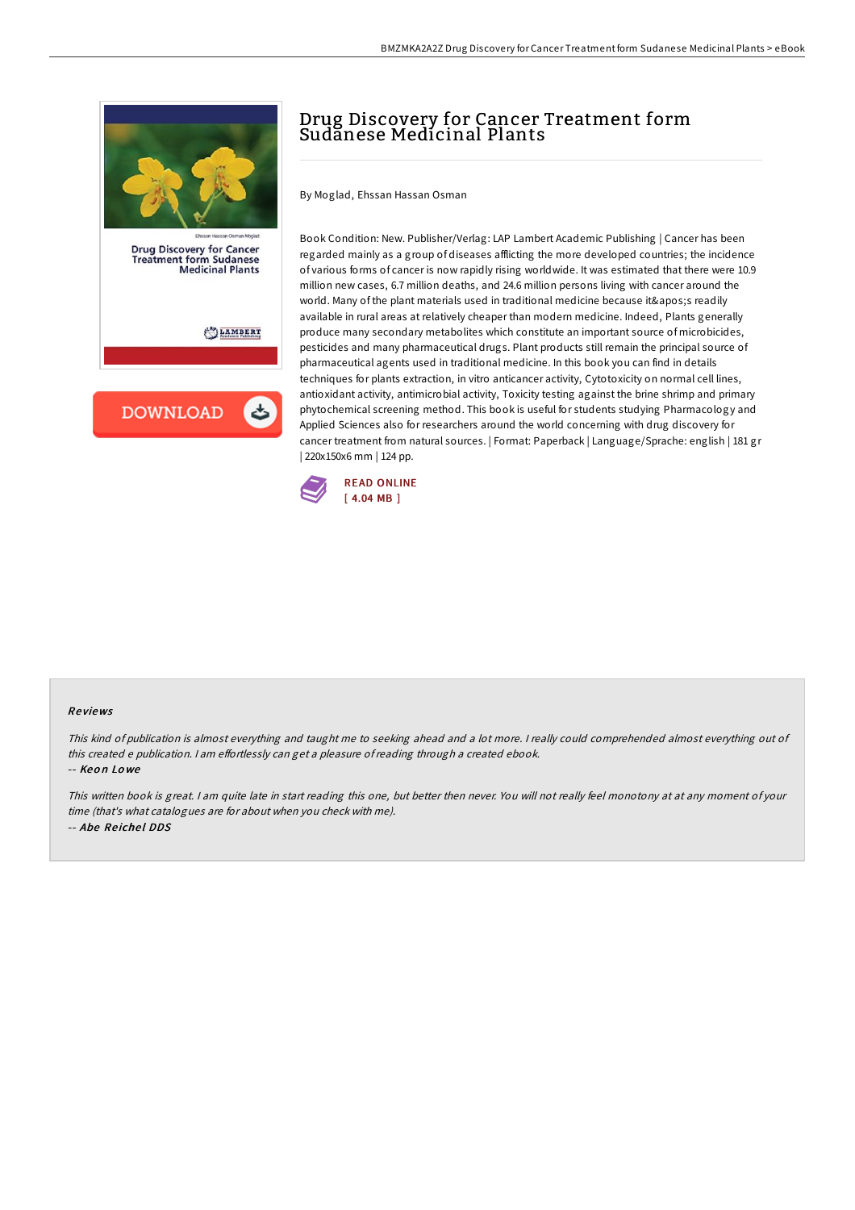# Drug Discovery for Cancer Treatment form Sudanese Medicinal Plants

By Moglad, Ehssan Hassan Osman

Book Condition: New. Publisher/Verlag: LAP Lambert Academic Publishing | Cancer has been regarded mainly as a group of diseases afflicting the more developed countries; the incidence of various forms of cancer is now rapidly rising worldwide. It was estimated that there were 10.9 million new cases, 6.7 million deaths, and 24.6 million persons living with cancer around the world. Many of the plant materials used in traditional medicine because it&apos;s readily available in rural areas at relatively cheaper than modern medicine. Indeed, Plants generally produce many secondary metabolites which constitute an important source of microbicides, pesticides and many pharmaceutical drugs. Plant products still remain the principal source of pharmaceutical agents used in traditional medicine. In this book you can find in details techniques for plants extraction, in vitro anticancer activity, Cytotoxicity on normal cell lines, antioxidant activity, antimicrobial activity, Toxicity testing against the brine shrimp and primary phytochemical screening method. This book is useful for students studying Pharmacology and Applied Sciences also for researchers around the world concerning with drug discovery for cancer treatment from natural sources. | Format: Paperback | Language/Sprache: english | 181 gr | 220x150x6 mm | 124 pp.

READ ONLINE
[ 4.04 MB ]

## Reviews

*This kind of publication is almost everything and taught me to seeking ahead and a lot more. I really could comprehended almost everything out of this created e publication. I am effortlessly can get a pleasure of reading through a created ebook.*

-- *Keon Lowe*

*This written book is great. I am quite late in start reading this one, but better then never. You will not really feel monotony at at any moment of your time (that's what catalogues are for about when you check with me).*

-- *Abe Reichel DDS*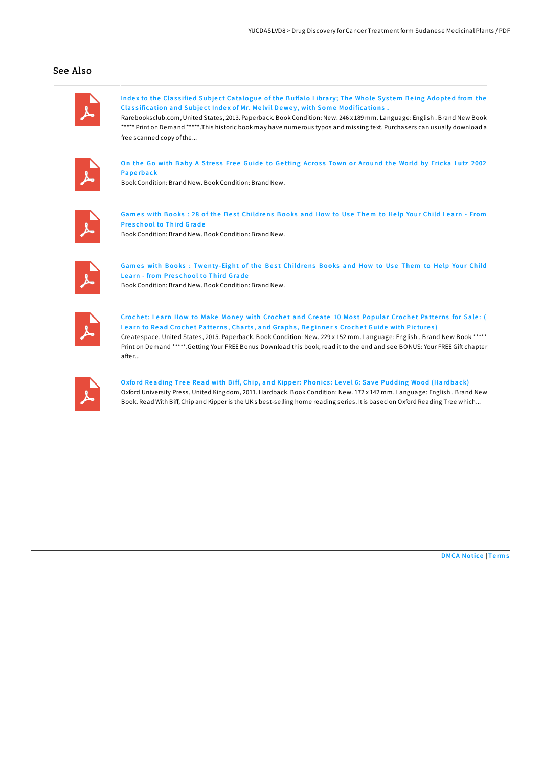## See Also

**Index to the Classified Subject Catalogue of the Buffalo Library; The Whole System Being Adopted from the Classification and Subject Index of Mr. Melvil Dewey, with Some Modifications .**

Rarebooksclub.com, United States, 2013. Paperback. Book Condition: New. 246 x 189 mm. Language: English . Brand New Book ***** Print on Demand *****.This historic book may have numerous typos and missing text. Purchasers can usually download a free scanned copy of the...

**On the Go with Baby A Stress Free Guide to Getting Across Town or Around the World by Ericka Lutz 2002 Paperback**

Book Condition: Brand New. Book Condition: Brand New.

**Games with Books : 28 of the Best Childrens Books and How to Use Them to Help Your Child Learn - From Preschool to Third Grade**

Book Condition: Brand New. Book Condition: Brand New.

**Games with Books : Twenty-Eight of the Best Childrens Books and How to Use Them to Help Your Child Learn - from Preschool to Third Grade**

Book Condition: Brand New. Book Condition: Brand New.

**Crochet: Learn How to Make Money with Crochet and Create 10 Most Popular Crochet Patterns for Sale: ( Learn to Read Crochet Patterns, Charts, and Graphs, Beginner s Crochet Guide with Pictures)**

Createspace, United States, 2015. Paperback. Book Condition: New. 229 x 152 mm. Language: English . Brand New Book ***** Print on Demand *****.Getting Your FREE Bonus Download this book, read it to the end and see BONUS: Your FREE Gift chapter after...

**Oxford Reading Tree Read with Biff, Chip, and Kipper: Phonics: Level 6: Save Pudding Wood (Hardback)**

Oxford University Press, United Kingdom, 2011. Hardback. Book Condition: New. 172 x 142 mm. Language: English . Brand New Book. Read With Biff, Chip and Kipper is the UK s best-selling home reading series. It is based on Oxford Reading Tree which...

DMCA Notice | Terms